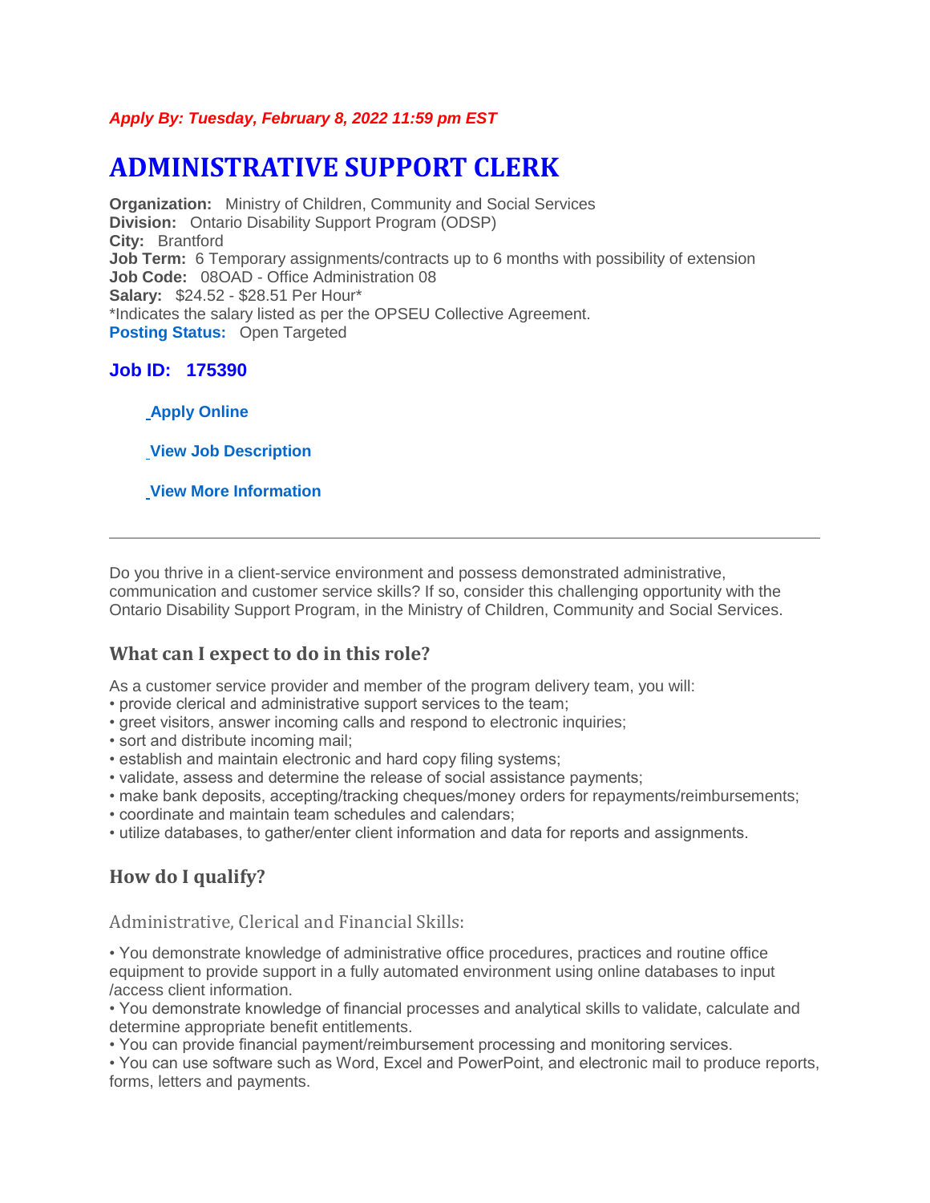***Apply By: Tuesday, February 8, 2022 11:59 pm EST***

# ADMINISTRATIVE SUPPORT CLERK

**Organization:** Ministry of Children, Community and Social Services
**Division:** Ontario Disability Support Program (ODSP)
**City:** Brantford
**Job Term:** 6 Temporary assignments/contracts up to 6 months with possibility of extension
**Job Code:** 08OAD - Office Administration 08
**Salary:** $24.52 - $28.51 Per Hour*
*Indicates the salary listed as per the OPSEU Collective Agreement.
**Posting Status:** Open Targeted

### Job ID: 175390

**Apply Online**

**View Job Description**

**View More Information**

---

Do you thrive in a client-service environment and possess demonstrated administrative, communication and customer service skills? If so, consider this challenging opportunity with the Ontario Disability Support Program, in the Ministry of Children, Community and Social Services.

## What can I expect to do in this role?

As a customer service provider and member of the program delivery team, you will:
• provide clerical and administrative support services to the team;
• greet visitors, answer incoming calls and respond to electronic inquiries;
• sort and distribute incoming mail;
• establish and maintain electronic and hard copy filing systems;
• validate, assess and determine the release of social assistance payments;
• make bank deposits, accepting/tracking cheques/money orders for repayments/reimbursements;
• coordinate and maintain team schedules and calendars;
• utilize databases, to gather/enter client information and data for reports and assignments.

## How do I qualify?

### Administrative, Clerical and Financial Skills:

• You demonstrate knowledge of administrative office procedures, practices and routine office equipment to provide support in a fully automated environment using online databases to input /access client information.
• You demonstrate knowledge of financial processes and analytical skills to validate, calculate and determine appropriate benefit entitlements.
• You can provide financial payment/reimbursement processing and monitoring services.
• You can use software such as Word, Excel and PowerPoint, and electronic mail to produce reports, forms, letters and payments.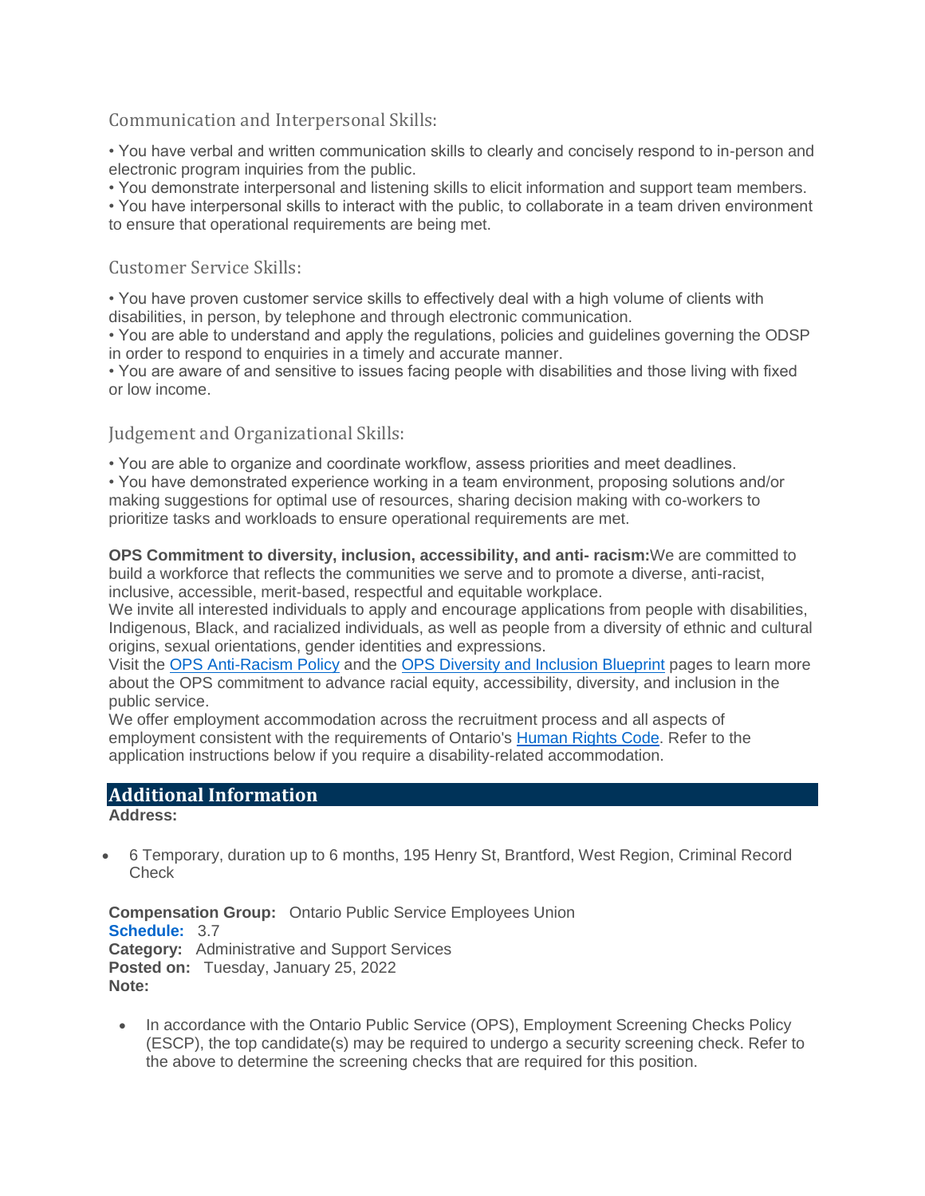### Communication and Interpersonal Skills:

• You have verbal and written communication skills to clearly and concisely respond to in-person and electronic program inquiries from the public.
• You demonstrate interpersonal and listening skills to elicit information and support team members.
• You have interpersonal skills to interact with the public, to collaborate in a team driven environment to ensure that operational requirements are being met.

### Customer Service Skills:

• You have proven customer service skills to effectively deal with a high volume of clients with disabilities, in person, by telephone and through electronic communication.
• You are able to understand and apply the regulations, policies and guidelines governing the ODSP in order to respond to enquiries in a timely and accurate manner.
• You are aware of and sensitive to issues facing people with disabilities and those living with fixed or low income.

### Judgement and Organizational Skills:

• You are able to organize and coordinate workflow, assess priorities and meet deadlines.
• You have demonstrated experience working in a team environment, proposing solutions and/or making suggestions for optimal use of resources, sharing decision making with co-workers to prioritize tasks and workloads to ensure operational requirements are met.

**OPS Commitment to diversity, inclusion, accessibility, and anti- racism:**We are committed to build a workforce that reflects the communities we serve and to promote a diverse, anti-racist, inclusive, accessible, merit-based, respectful and equitable workplace.
We invite all interested individuals to apply and encourage applications from people with disabilities, Indigenous, Black, and racialized individuals, as well as people from a diversity of ethnic and cultural origins, sexual orientations, gender identities and expressions.
Visit the OPS Anti-Racism Policy and the OPS Diversity and Inclusion Blueprint pages to learn more about the OPS commitment to advance racial equity, accessibility, diversity, and inclusion in the public service.
We offer employment accommodation across the recruitment process and all aspects of employment consistent with the requirements of Ontario's Human Rights Code. Refer to the application instructions below if you require a disability-related accommodation.

## Additional Information

**Address:**

- 6 Temporary, duration up to 6 months, 195 Henry St, Brantford, West Region, Criminal Record Check

**Compensation Group:** Ontario Public Service Employees Union
**Schedule:** 3.7
**Category:** Administrative and Support Services
**Posted on:** Tuesday, January 25, 2022
**Note:**

- In accordance with the Ontario Public Service (OPS), Employment Screening Checks Policy (ESCP), the top candidate(s) may be required to undergo a security screening check. Refer to the above to determine the screening checks that are required for this position.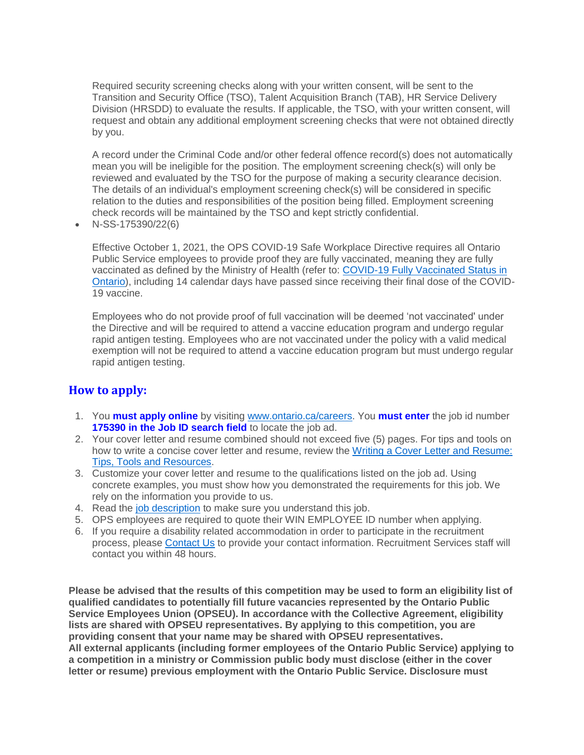Required security screening checks along with your written consent, will be sent to the Transition and Security Office (TSO), Talent Acquisition Branch (TAB), HR Service Delivery Division (HRSDD) to evaluate the results. If applicable, the TSO, with your written consent, will request and obtain any additional employment screening checks that were not obtained directly by you.

A record under the Criminal Code and/or other federal offence record(s) does not automatically mean you will be ineligible for the position. The employment screening check(s) will only be reviewed and evaluated by the TSO for the purpose of making a security clearance decision. The details of an individual's employment screening check(s) will be considered in specific relation to the duties and responsibilities of the position being filled. Employment screening check records will be maintained by the TSO and kept strictly confidential.

- N-SS-175390/22(6)

  Effective October 1, 2021, the OPS COVID-19 Safe Workplace Directive requires all Ontario Public Service employees to provide proof they are fully vaccinated, meaning they are fully vaccinated as defined by the Ministry of Health (refer to: [COVID-19 Fully Vaccinated Status in Ontario](#)), including 14 calendar days have passed since receiving their final dose of the COVID-19 vaccine.

  Employees who do not provide proof of full vaccination will be deemed 'not vaccinated' under the Directive and will be required to attend a vaccine education program and undergo regular rapid antigen testing. Employees who are not vaccinated under the policy with a valid medical exemption will not be required to attend a vaccine education program but must undergo regular rapid antigen testing.

## How to apply:

1. You **must apply online** by visiting [www.ontario.ca/careers](#). You **must enter** the job id number **175390 in the Job ID search field** to locate the job ad.
2. Your cover letter and resume combined should not exceed five (5) pages. For tips and tools on how to write a concise cover letter and resume, review the [Writing a Cover Letter and Resume: Tips, Tools and Resources](#).
3. Customize your cover letter and resume to the qualifications listed on the job ad. Using concrete examples, you must show how you demonstrated the requirements for this job. We rely on the information you provide to us.
4. Read the [job description](#) to make sure you understand this job.
5. OPS employees are required to quote their WIN EMPLOYEE ID number when applying.
6. If you require a disability related accommodation in order to participate in the recruitment process, please [Contact Us](#) to provide your contact information. Recruitment Services staff will contact you within 48 hours.

**Please be advised that the results of this competition may be used to form an eligibility list of qualified candidates to potentially fill future vacancies represented by the Ontario Public Service Employees Union (OPSEU). In accordance with the Collective Agreement, eligibility lists are shared with OPSEU representatives. By applying to this competition, you are providing consent that your name may be shared with OPSEU representatives.**
**All external applicants (including former employees of the Ontario Public Service) applying to a competition in a ministry or Commission public body must disclose (either in the cover letter or resume) previous employment with the Ontario Public Service. Disclosure must**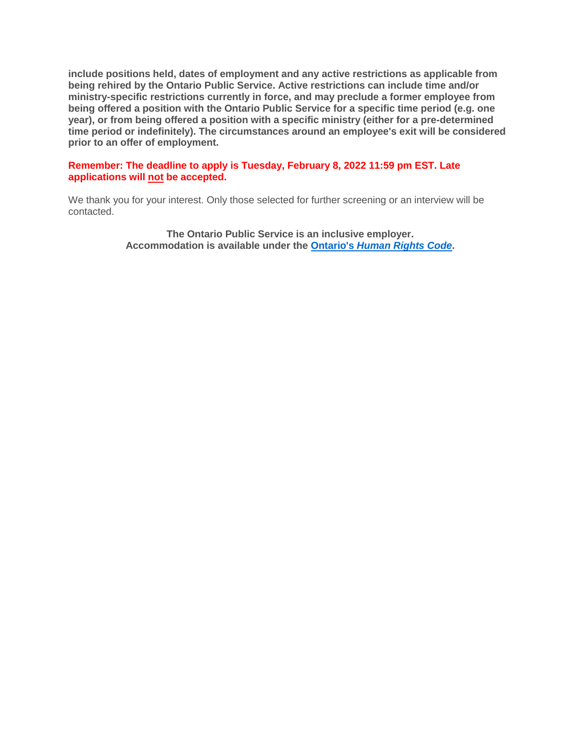**include positions held, dates of employment and any active restrictions as applicable from being rehired by the Ontario Public Service. Active restrictions can include time and/or ministry-specific restrictions currently in force, and may preclude a former employee from being offered a position with the Ontario Public Service for a specific time period (e.g. one year), or from being offered a position with a specific ministry (either for a pre-determined time period or indefinitely). The circumstances around an employee's exit will be considered prior to an offer of employment.**

**Remember: The deadline to apply is Tuesday, February 8, 2022 11:59 pm EST. Late applications will not be accepted.**

We thank you for your interest. Only those selected for further screening or an interview will be contacted.

**The Ontario Public Service is an inclusive employer.**
**Accommodation is available under the Ontario's *Human Rights Code*.**